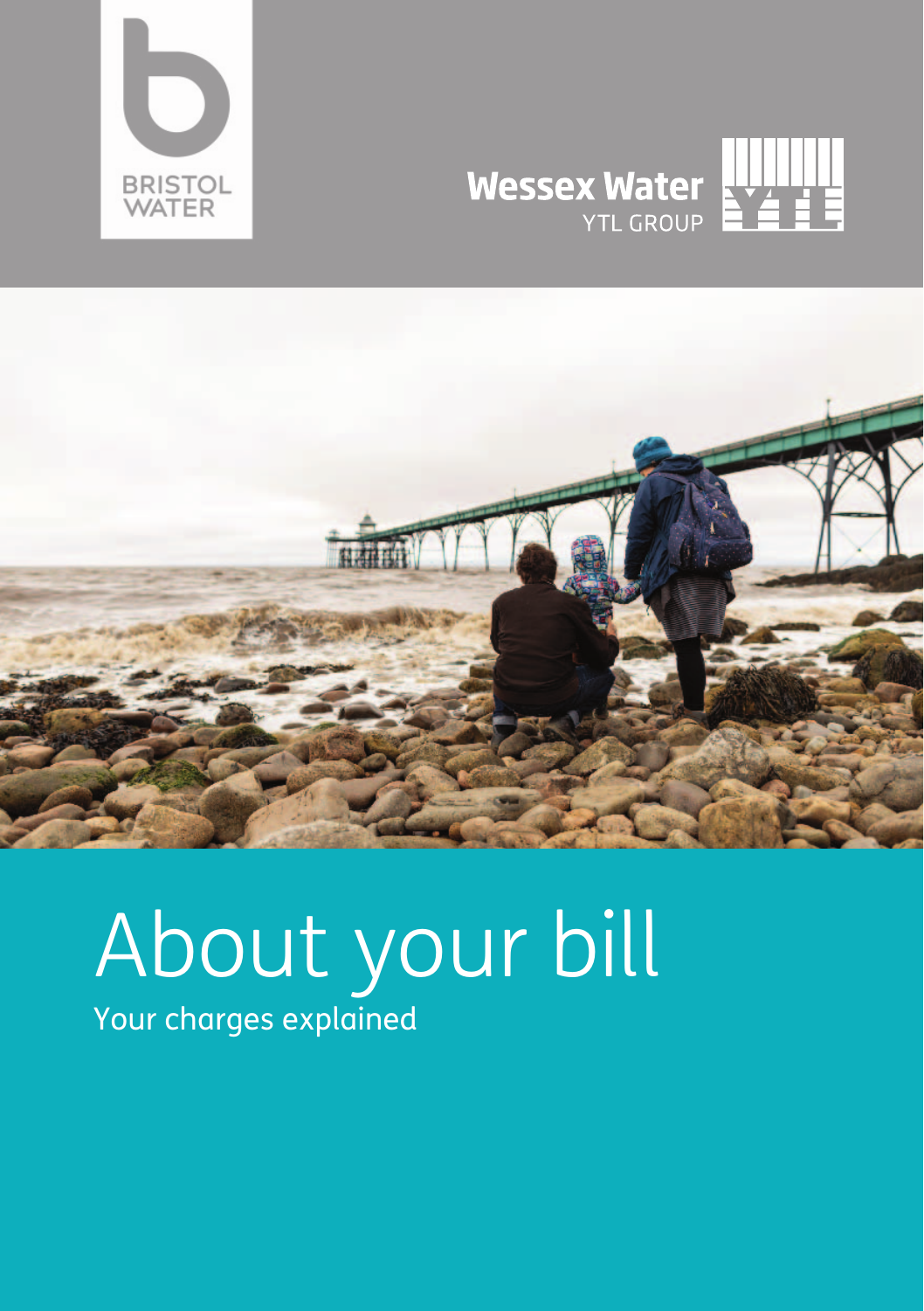BRISTOL WATER

Wessex Water YTL GROUP

# About your bill

## Your charges explained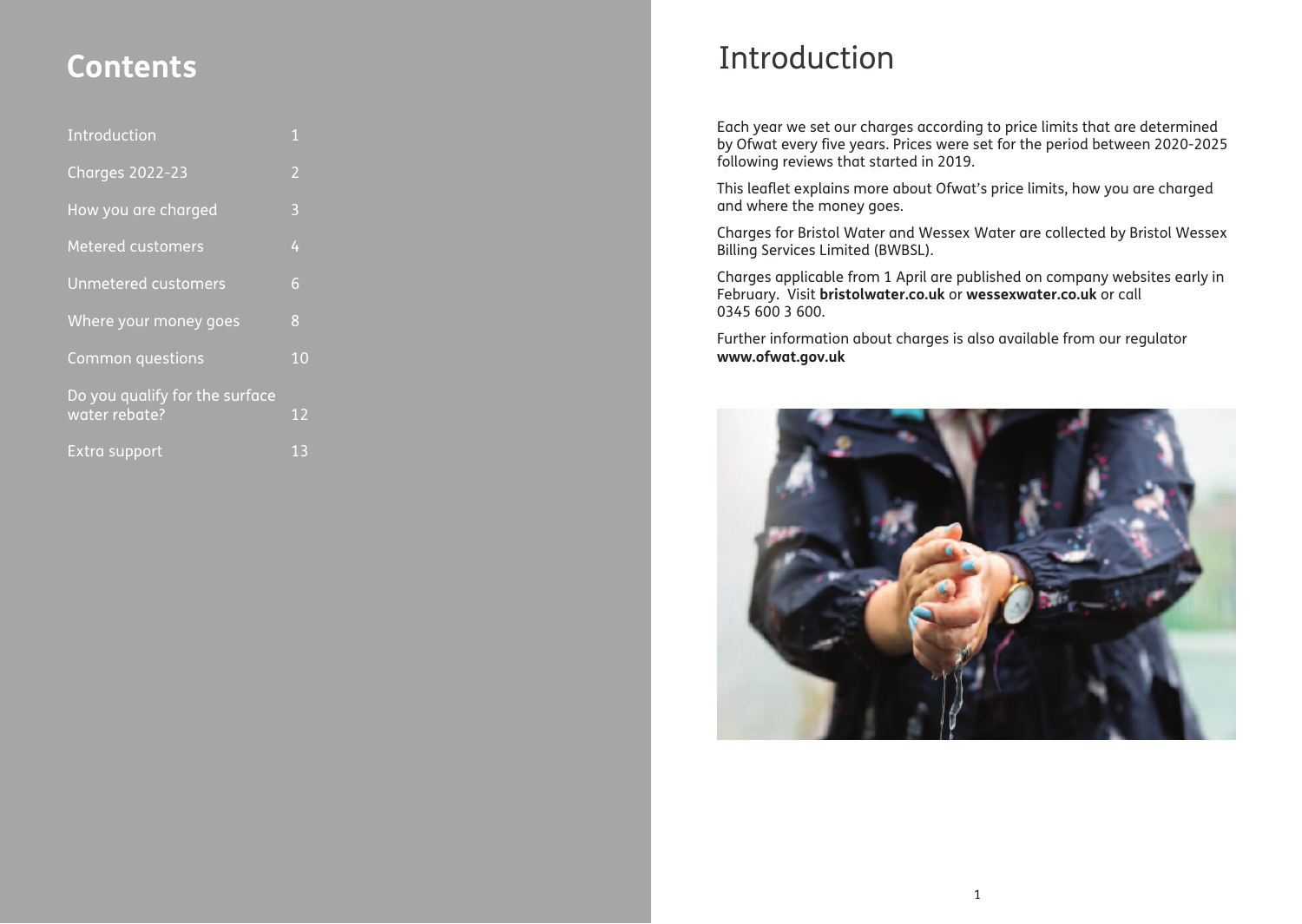# Contents

| | |
|---|---|
| Introduction | 1 |
| Charges 2022-23 | 2 |
| How you are charged | 3 |
| Metered customers | 4 |
| Unmetered customers | 6 |
| Where your money goes | 8 |
| Common questions | 10 |
| Do you qualify for the surface water rebate? | 12 |
| Extra support | 13 |

# Introduction

Each year we set our charges according to price limits that are determined by Ofwat every five years. Prices were set for the period between 2020-2025 following reviews that started in 2019.

This leaflet explains more about Ofwat's price limits, how you are charged and where the money goes.

Charges for Bristol Water and Wessex Water are collected by Bristol Wessex Billing Services Limited (BWBSL).

Charges applicable from 1 April are published on company websites early in February. Visit **bristolwater.co.uk** or **wessexwater.co.uk** or call 0345 600 3 600.

Further information about charges is also available from our regulator **www.ofwat.gov.uk**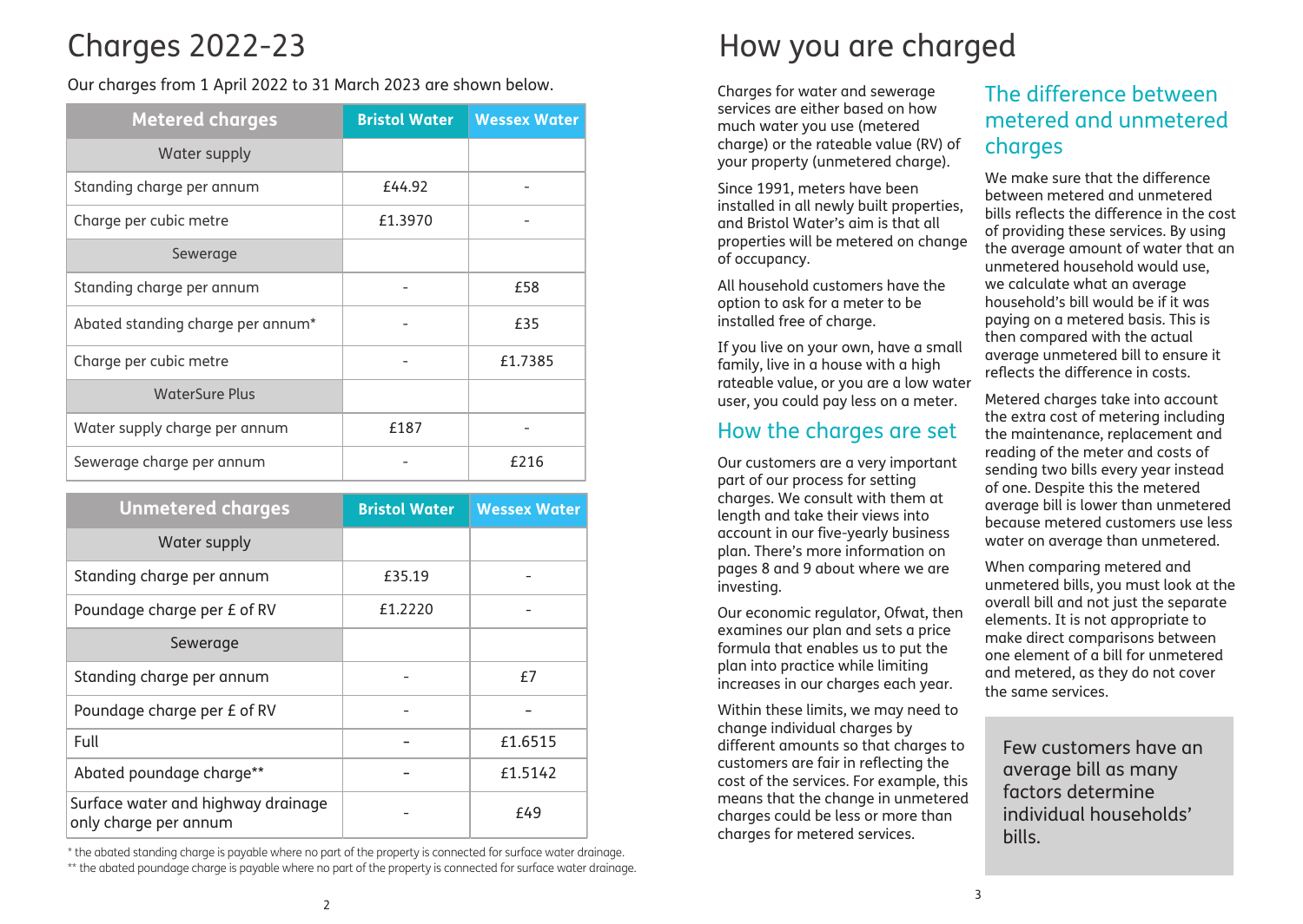# Charges 2022-23

Our charges from 1 April 2022 to 31 March 2023 are shown below.

| Metered charges | Bristol Water | Wessex Water |
|---|---|---|
| Water supply | | |
| Standing charge per annum | £44.92 | - |
| Charge per cubic metre | £1.3970 | - |
| Sewerage | | |
| Standing charge per annum | - | £58 |
| Abated standing charge per annum* | - | £35 |
| Charge per cubic metre | - | £1.7385 |
| WaterSure Plus | | |
| Water supply charge per annum | £187 | - |
| Sewerage charge per annum | - | £216 |

| Unmetered charges | Bristol Water | Wessex Water |
|---|---|---|
| Water supply | | |
| Standing charge per annum | £35.19 | - |
| Poundage charge per £ of RV | £1.2220 | - |
| Sewerage | | |
| Standing charge per annum | - | £7 |
| Poundage charge per £ of RV | - | - |
| Full | - | £1.6515 |
| Abated poundage charge** | - | £1.5142 |
| Surface water and highway drainage only charge per annum | - | £49 |

* the abated standing charge is payable where no part of the property is connected for surface water drainage.
** the abated poundage charge is payable where no part of the property is connected for surface water drainage.

# How you are charged

Charges for water and sewerage services are either based on how much water you use (metered charge) or the rateable value (RV) of your property (unmetered charge).

Since 1991, meters have been installed in all newly built properties, and Bristol Water's aim is that all properties will be metered on change of occupancy.

All household customers have the option to ask for a meter to be installed free of charge.

If you live on your own, have a small family, live in a house with a high rateable value, or you are a low water user, you could pay less on a meter.

## How the charges are set

Our customers are a very important part of our process for setting charges. We consult with them at length and take their views into account in our five-yearly business plan. There's more information on pages 8 and 9 about where we are investing.

Our economic regulator, Ofwat, then examines our plan and sets a price formula that enables us to put the plan into practice while limiting increases in our charges each year.

Within these limits, we may need to change individual charges by different amounts so that charges to customers are fair in reflecting the cost of the services. For example, this means that the change in unmetered charges could be less or more than charges for metered services.

## The difference between metered and unmetered charges

We make sure that the difference between metered and unmetered bills reflects the difference in the cost of providing these services. By using the average amount of water that an unmetered household would use, we calculate what an average household's bill would be if it was paying on a metered basis. This is then compared with the actual average unmetered bill to ensure it reflects the difference in costs.

Metered charges take into account the extra cost of metering including the maintenance, replacement and reading of the meter and costs of sending two bills every year instead of one. Despite this the metered average bill is lower than unmetered because metered customers use less water on average than unmetered.

When comparing metered and unmetered bills, you must look at the overall bill and not just the separate elements. It is not appropriate to make direct comparisons between one element of a bill for unmetered and metered, as they do not cover the same services.

Few customers have an average bill as many factors determine individual households' bills.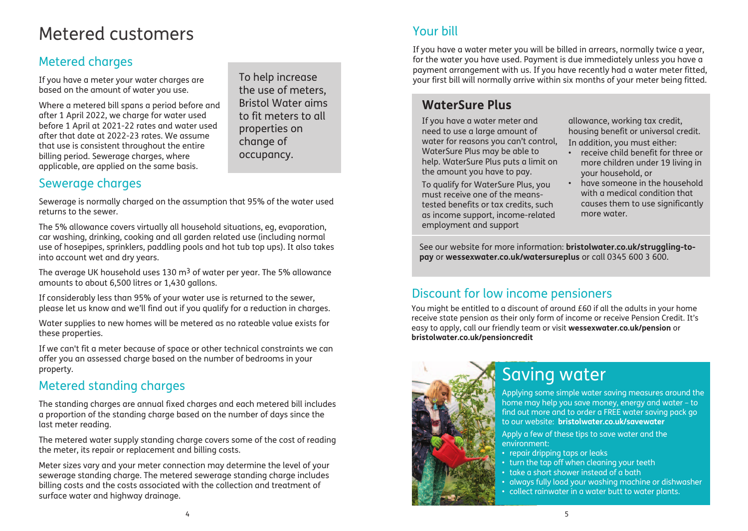# Metered customers

## Metered charges

If you have a meter your water charges are based on the amount of water you use.

Where a metered bill spans a period before and after 1 April 2022, we charge for water used before 1 April at 2021-22 rates and water used after that date at 2022-23 rates. We assume that use is consistent throughout the entire billing period. Sewerage charges, where applicable, are applied on the same basis.

To help increase the use of meters, Bristol Water aims to fit meters to all properties on change of occupancy.

## Sewerage charges

Sewerage is normally charged on the assumption that 95% of the water used returns to the sewer.

The 5% allowance covers virtually all household situations, eg, evaporation, car washing, drinking, cooking and all garden related use (including normal use of hosepipes, sprinklers, paddling pools and hot tub top ups). It also takes into account wet and dry years.

The average UK household uses 130 $m^3$ of water per year. The 5% allowance amounts to about 6,500 litres or 1,430 gallons.

If considerably less than 95% of your water use is returned to the sewer, please let us know and we'll find out if you qualify for a reduction in charges.

Water supplies to new homes will be metered as no rateable value exists for these properties.

If we can't fit a meter because of space or other technical constraints we can offer you an assessed charge based on the number of bedrooms in your property.

## Metered standing charges

The standing charges are annual fixed charges and each metered bill includes a proportion of the standing charge based on the number of days since the last meter reading.

The metered water supply standing charge covers some of the cost of reading the meter, its repair or replacement and billing costs.

Meter sizes vary and your meter connection may determine the level of your sewerage standing charge. The metered sewerage standing charge includes billing costs and the costs associated with the collection and treatment of surface water and highway drainage.

## Your bill

If you have a water meter you will be billed in arrears, normally twice a year, for the water you have used. Payment is due immediately unless you have a payment arrangement with us. If you have recently had a water meter fitted, your first bill will normally arrive within six months of your meter being fitted.

### WaterSure Plus

If you have a water meter and need to use a large amount of water for reasons you can't control, WaterSure Plus may be able to help. WaterSure Plus puts a limit on the amount you have to pay.

To qualify for WaterSure Plus, you must receive one of the means-tested benefits or tax credits, such as income support, income-related employment and support allowance, working tax credit, housing benefit or universal credit.

In addition, you must either:

- receive child benefit for three or more children under 19 living in your household, or
- have someone in the household with a medical condition that causes them to use significantly more water.

See our website for more information: **bristolwater.co.uk/struggling-to-pay** or **wessexwater.co.uk/watersureplus** or call 0345 600 3 600.

## Discount for low income pensioners

You might be entitled to a discount of around £60 if all the adults in your home receive state pension as their only form of income or receive Pension Credit. It's easy to apply, call our friendly team or visit **wessexwater.co.uk/pension** or **bristolwater.co.uk/pensioncredit**

## Saving water

Applying some simple water saving measures around the home may help you save money, energy and water – to find out more and to order a FREE water saving pack go to our website: **bristolwater.co.uk/savewater**

Apply a few of these tips to save water and the environment:

- repair dripping taps or leaks
- turn the tap off when cleaning your teeth
- take a short shower instead of a bath
- always fully load your washing machine or dishwasher
- collect rainwater in a water butt to water plants.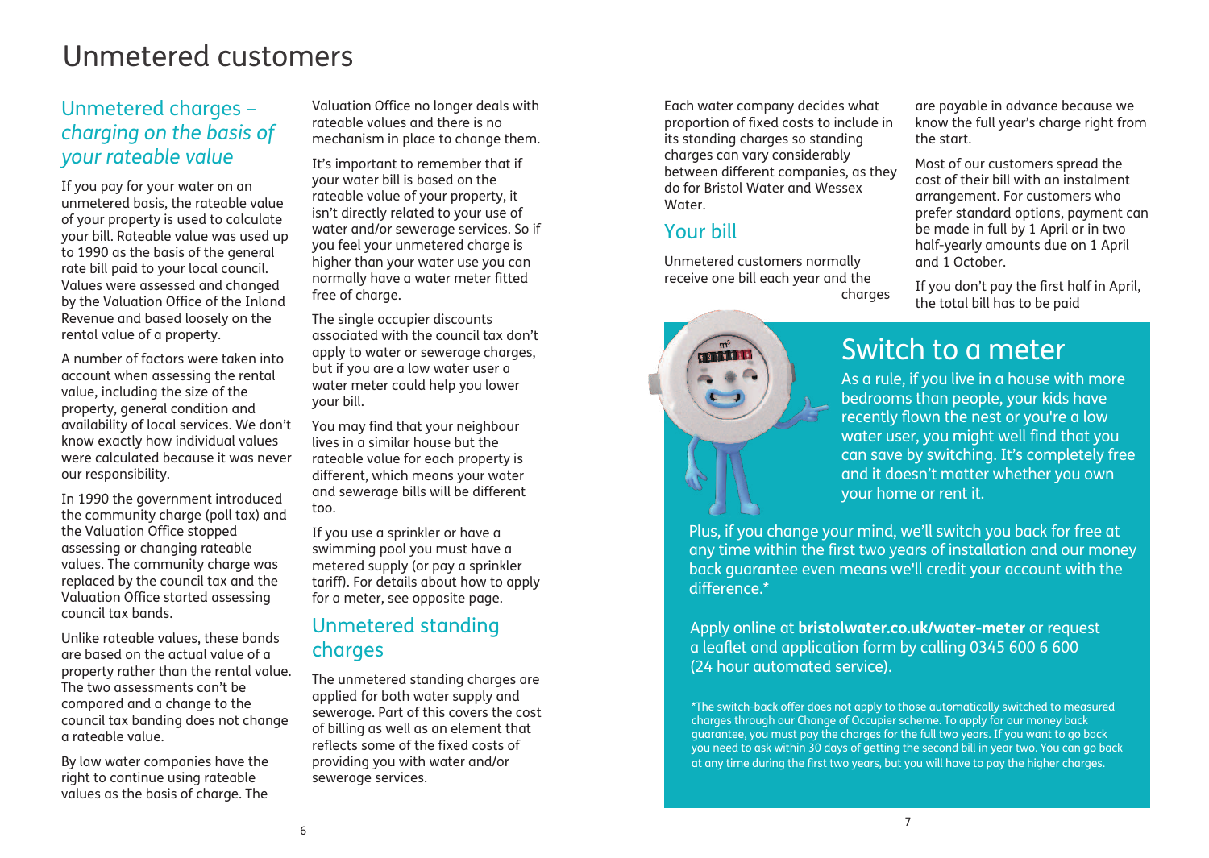# Unmetered customers

## Unmetered charges – *charging on the basis of your rateable value*

If you pay for your water on an unmetered basis, the rateable value of your property is used to calculate your bill. Rateable value was used up to 1990 as the basis of the general rate bill paid to your local council. Values were assessed and changed by the Valuation Office of the Inland Revenue and based loosely on the rental value of a property.

A number of factors were taken into account when assessing the rental value, including the size of the property, general condition and availability of local services. We don't know exactly how individual values were calculated because it was never our responsibility.

In 1990 the government introduced the community charge (poll tax) and the Valuation Office stopped assessing or changing rateable values. The community charge was replaced by the council tax and the Valuation Office started assessing council tax bands.

Unlike rateable values, these bands are based on the actual value of a property rather than the rental value. The two assessments can't be compared and a change to the council tax banding does not change a rateable value.

By law water companies have the right to continue using rateable values as the basis of charge. The Valuation Office no longer deals with rateable values and there is no mechanism in place to change them.

It's important to remember that if your water bill is based on the rateable value of your property, it isn't directly related to your use of water and/or sewerage services. So if you feel your unmetered charge is higher than your water use you can normally have a water meter fitted free of charge.

The single occupier discounts associated with the council tax don't apply to water or sewerage charges, but if you are a low water user a water meter could help you lower your bill.

You may find that your neighbour lives in a similar house but the rateable value for each property is different, which means your water and sewerage bills will be different too.

If you use a sprinkler or have a swimming pool you must have a metered supply (or pay a sprinkler tariff). For details about how to apply for a meter, see opposite page.

## Unmetered standing charges

The unmetered standing charges are applied for both water supply and sewerage. Part of this covers the cost of billing as well as an element that reflects some of the fixed costs of providing you with water and/or sewerage services.

Each water company decides what proportion of fixed costs to include in its standing charges so standing charges can vary considerably between different companies, as they do for Bristol Water and Wessex Water.

## Your bill

Unmetered customers normally receive one bill each year and the charges are payable in advance because we know the full year's charge right from the start.

Most of our customers spread the cost of their bill with an instalment arrangement. For customers who prefer standard options, payment can be made in full by 1 April or in two half-yearly amounts due on 1 April and 1 October.

If you don't pay the first half in April, the total bill has to be paid

## Switch to a meter

As a rule, if you live in a house with more bedrooms than people, your kids have recently flown the nest or you're a low water user, you might well find that you can save by switching. It's completely free and it doesn't matter whether you own your home or rent it.

Plus, if you change your mind, we'll switch you back for free at any time within the first two years of installation and our money back guarantee even means we'll credit your account with the difference.*

Apply online at **bristolwater.co.uk/water-meter** or request a leaflet and application form by calling 0345 600 6 600 (24 hour automated service).

*The switch-back offer does not apply to those automatically switched to measured charges through our Change of Occupier scheme. To apply for our money back guarantee, you must pay the charges for the full two years. If you want to go back you need to ask within 30 days of getting the second bill in year two. You can go back at any time during the first two years, but you will have to pay the higher charges.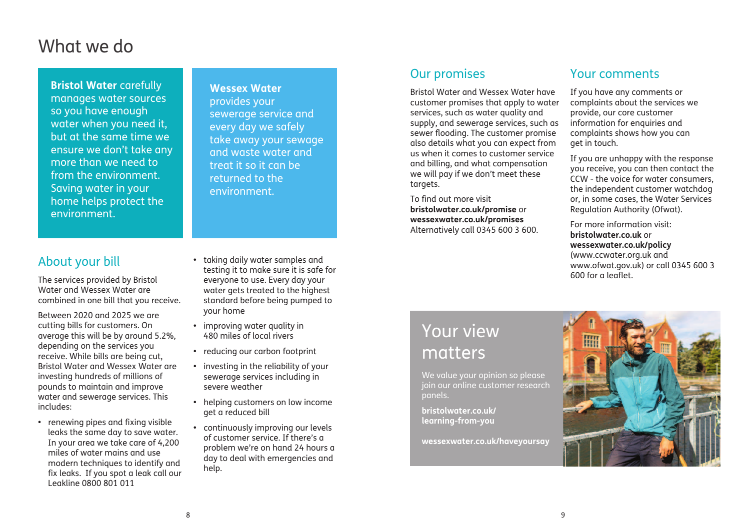# What we do

**Bristol Water** carefully manages water sources so you have enough water when you need it, but at the same time we ensure we don't take any more than we need to from the environment. Saving water in your home helps protect the environment.

**Wessex Water** provides your sewerage service and every day we safely take away your sewage and waste water and treat it so it can be returned to the environment.

## About your bill

The services provided by Bristol Water and Wessex Water are combined in one bill that you receive.

Between 2020 and 2025 we are cutting bills for customers. On average this will be by around 5.2%, depending on the services you receive. While bills are being cut, Bristol Water and Wessex Water are investing hundreds of millions of pounds to maintain and improve water and sewerage services. This includes:

- renewing pipes and fixing visible leaks the same day to save water. In your area we take care of 4,200 miles of water mains and use modern techniques to identify and fix leaks. If you spot a leak call our Leakline 0800 801 011
- taking daily water samples and testing it to make sure it is safe for everyone to use. Every day your water gets treated to the highest standard before being pumped to your home
- improving water quality in 480 miles of local rivers
- reducing our carbon footprint
- investing in the reliability of your sewerage services including in severe weather
- helping customers on low income get a reduced bill
- continuously improving our levels of customer service. If there's a problem we're on hand 24 hours a day to deal with emergencies and help.

## Our promises

Bristol Water and Wessex Water have customer promises that apply to water services, such as water quality and supply, and sewerage services, such as sewer flooding. The customer promise also details what you can expect from us when it comes to customer service and billing, and what compensation we will pay if we don't meet these targets.

To find out more visit **bristolwater.co.uk/promise** or **wessexwater.co.uk/promises** Alternatively call 0345 600 3 600.

## Your comments

If you have any comments or complaints about the services we provide, our core customer information for enquiries and complaints shows how you can get in touch.

If you are unhappy with the response you receive, you can then contact the CCW - the voice for water consumers, the independent customer watchdog or, in some cases, the Water Services Regulation Authority (Ofwat).

For more information visit: **bristolwater.co.uk** or **wessexwater.co.uk/policy** (www.ccwater.org.uk and www.ofwat.gov.uk) or call 0345 600 3 600 for a leaflet.

## Your view matters

We value your opinion so please join our online customer research panels.

**bristolwater.co.uk/learning-from-you**

**wessexwater.co.uk/haveyoursay**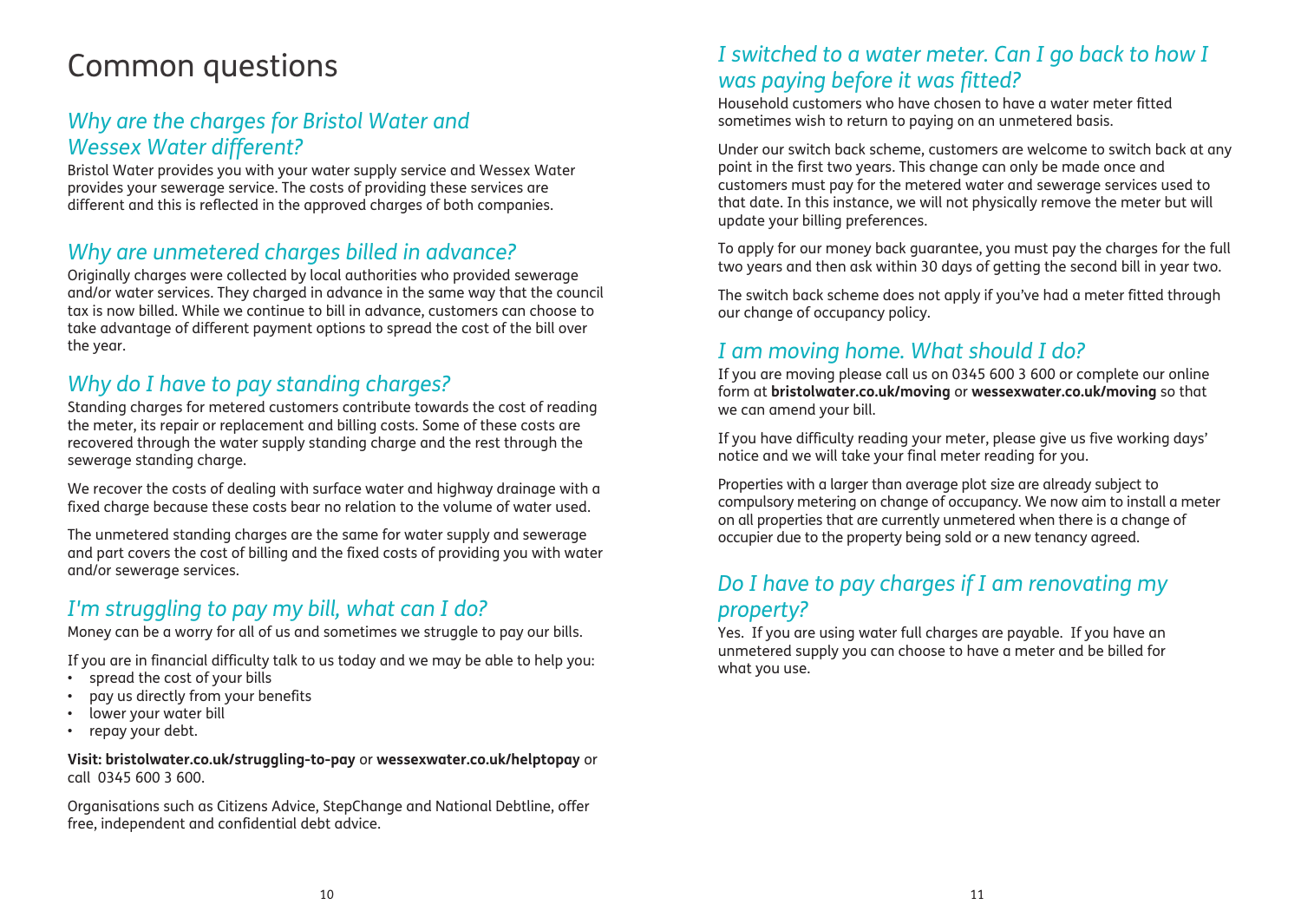# Common questions

## *Why are the charges for Bristol Water and Wessex Water different?*

Bristol Water provides you with your water supply service and Wessex Water provides your sewerage service. The costs of providing these services are different and this is reflected in the approved charges of both companies.

## *Why are unmetered charges billed in advance?*

Originally charges were collected by local authorities who provided sewerage and/or water services. They charged in advance in the same way that the council tax is now billed. While we continue to bill in advance, customers can choose to take advantage of different payment options to spread the cost of the bill over the year.

## *Why do I have to pay standing charges?*

Standing charges for metered customers contribute towards the cost of reading the meter, its repair or replacement and billing costs. Some of these costs are recovered through the water supply standing charge and the rest through the sewerage standing charge.

We recover the costs of dealing with surface water and highway drainage with a fixed charge because these costs bear no relation to the volume of water used.

The unmetered standing charges are the same for water supply and sewerage and part covers the cost of billing and the fixed costs of providing you with water and/or sewerage services.

## *I'm struggling to pay my bill, what can I do?*

Money can be a worry for all of us and sometimes we struggle to pay our bills.

If you are in financial difficulty talk to us today and we may be able to help you:

- spread the cost of your bills
- pay us directly from your benefits
- lower your water bill
- repay your debt.

**Visit: bristolwater.co.uk/struggling-to-pay** or **wessexwater.co.uk/helptopay** or call 0345 600 3 600.

Organisations such as Citizens Advice, StepChange and National Debtline, offer free, independent and confidential debt advice.

## *I switched to a water meter. Can I go back to how I was paying before it was fitted?*

Household customers who have chosen to have a water meter fitted sometimes wish to return to paying on an unmetered basis.

Under our switch back scheme, customers are welcome to switch back at any point in the first two years. This change can only be made once and customers must pay for the metered water and sewerage services used to that date. In this instance, we will not physically remove the meter but will update your billing preferences.

To apply for our money back guarantee, you must pay the charges for the full two years and then ask within 30 days of getting the second bill in year two.

The switch back scheme does not apply if you've had a meter fitted through our change of occupancy policy.

## *I am moving home. What should I do?*

If you are moving please call us on 0345 600 3 600 or complete our online form at **bristolwater.co.uk/moving** or **wessexwater.co.uk/moving** so that we can amend your bill.

If you have difficulty reading your meter, please give us five working days' notice and we will take your final meter reading for you.

Properties with a larger than average plot size are already subject to compulsory metering on change of occupancy. We now aim to install a meter on all properties that are currently unmetered when there is a change of occupier due to the property being sold or a new tenancy agreed.

## *Do I have to pay charges if I am renovating my property?*

Yes. If you are using water full charges are payable. If you have an unmetered supply you can choose to have a meter and be billed for what you use.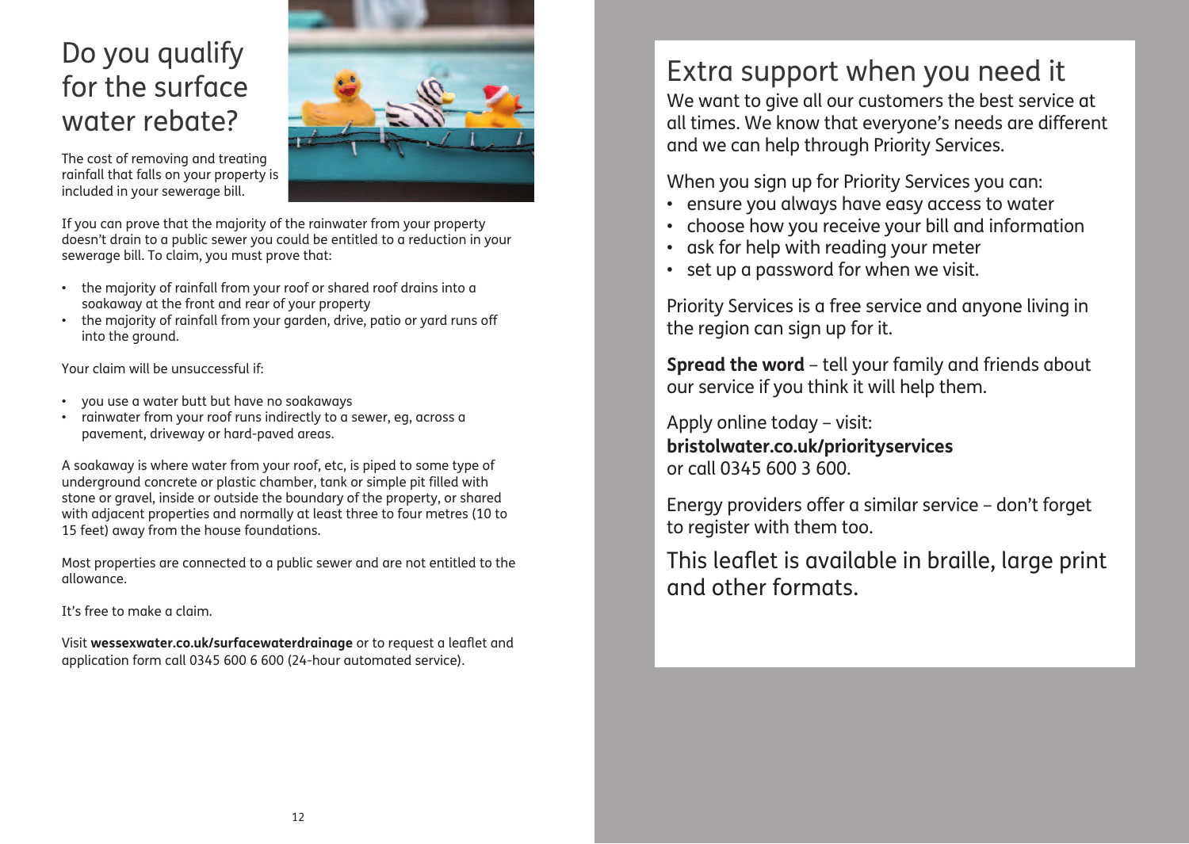# Do you qualify for the surface water rebate?

The cost of removing and treating rainfall that falls on your property is included in your sewerage bill.

If you can prove that the majority of the rainwater from your property doesn't drain to a public sewer you could be entitled to a reduction in your sewerage bill. To claim, you must prove that:

- the majority of rainfall from your roof or shared roof drains into a soakaway at the front and rear of your property
- the majority of rainfall from your garden, drive, patio or yard runs off into the ground.

Your claim will be unsuccessful if:

- you use a water butt but have no soakaways
- rainwater from your roof runs indirectly to a sewer, eg, across a pavement, driveway or hard-paved areas.

A soakaway is where water from your roof, etc, is piped to some type of underground concrete or plastic chamber, tank or simple pit filled with stone or gravel, inside or outside the boundary of the property, or shared with adjacent properties and normally at least three to four metres (10 to 15 feet) away from the house foundations.

Most properties are connected to a public sewer and are not entitled to the allowance.

It's free to make a claim.

Visit **wessexwater.co.uk/surfacewaterdrainage** or to request a leaflet and application form call 0345 600 6 600 (24-hour automated service).

# Extra support when you need it

We want to give all our customers the best service at all times. We know that everyone's needs are different and we can help through Priority Services.

When you sign up for Priority Services you can:

- ensure you always have easy access to water
- choose how you receive your bill and information
- ask for help with reading your meter
- set up a password for when we visit.

Priority Services is a free service and anyone living in the region can sign up for it.

**Spread the word** – tell your family and friends about our service if you think it will help them.

Apply online today – visit:
**bristolwater.co.uk/priorityservices**
or call 0345 600 3 600.

Energy providers offer a similar service – don't forget to register with them too.

## This leaflet is available in braille, large print and other formats.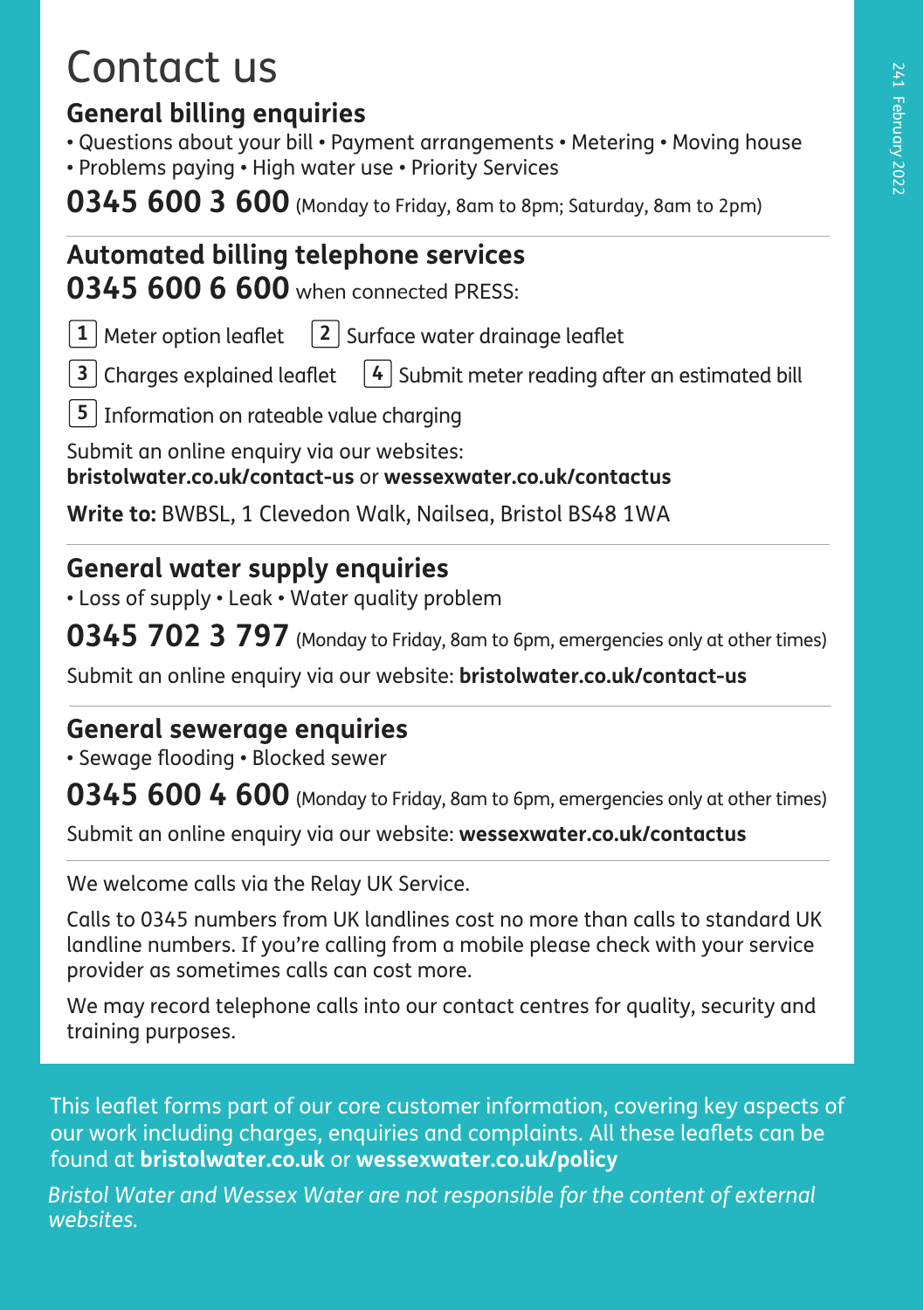# Contact us

## General billing enquiries

- Questions about your bill • Payment arrangements • Metering • Moving house
- Problems paying • High water use • Priority Services

**0345 600 3 600** (Monday to Friday, 8am to 8pm; Saturday, 8am to 2pm)

## Automated billing telephone services

**0345 600 6 600** when connected PRESS:

1. Meter option leaflet
2. Surface water drainage leaflet
3. Charges explained leaflet
4. Submit meter reading after an estimated bill
5. Information on rateable value charging

Submit an online enquiry via our websites:
**bristolwater.co.uk/contact-us** or **wessexwater.co.uk/contactus**

**Write to:** BWBSL, 1 Clevedon Walk, Nailsea, Bristol BS48 1WA

## General water supply enquiries

- Loss of supply • Leak • Water quality problem

**0345 702 3 797** (Monday to Friday, 8am to 6pm, emergencies only at other times)

Submit an online enquiry via our website: **bristolwater.co.uk/contact-us**

## General sewerage enquiries

- Sewage flooding • Blocked sewer

**0345 600 4 600** (Monday to Friday, 8am to 6pm, emergencies only at other times)

Submit an online enquiry via our website: **wessexwater.co.uk/contactus**

We welcome calls via the Relay UK Service.

Calls to 0345 numbers from UK landlines cost no more than calls to standard UK landline numbers. If you're calling from a mobile please check with your service provider as sometimes calls can cost more.

We may record telephone calls into our contact centres for quality, security and training purposes.

This leaflet forms part of our core customer information, covering key aspects of our work including charges, enquiries and complaints. All these leaflets can be found at **bristolwater.co.uk** or **wessexwater.co.uk/policy**

*Bristol Water and Wessex Water are not responsible for the content of external websites.*

241 February 2022